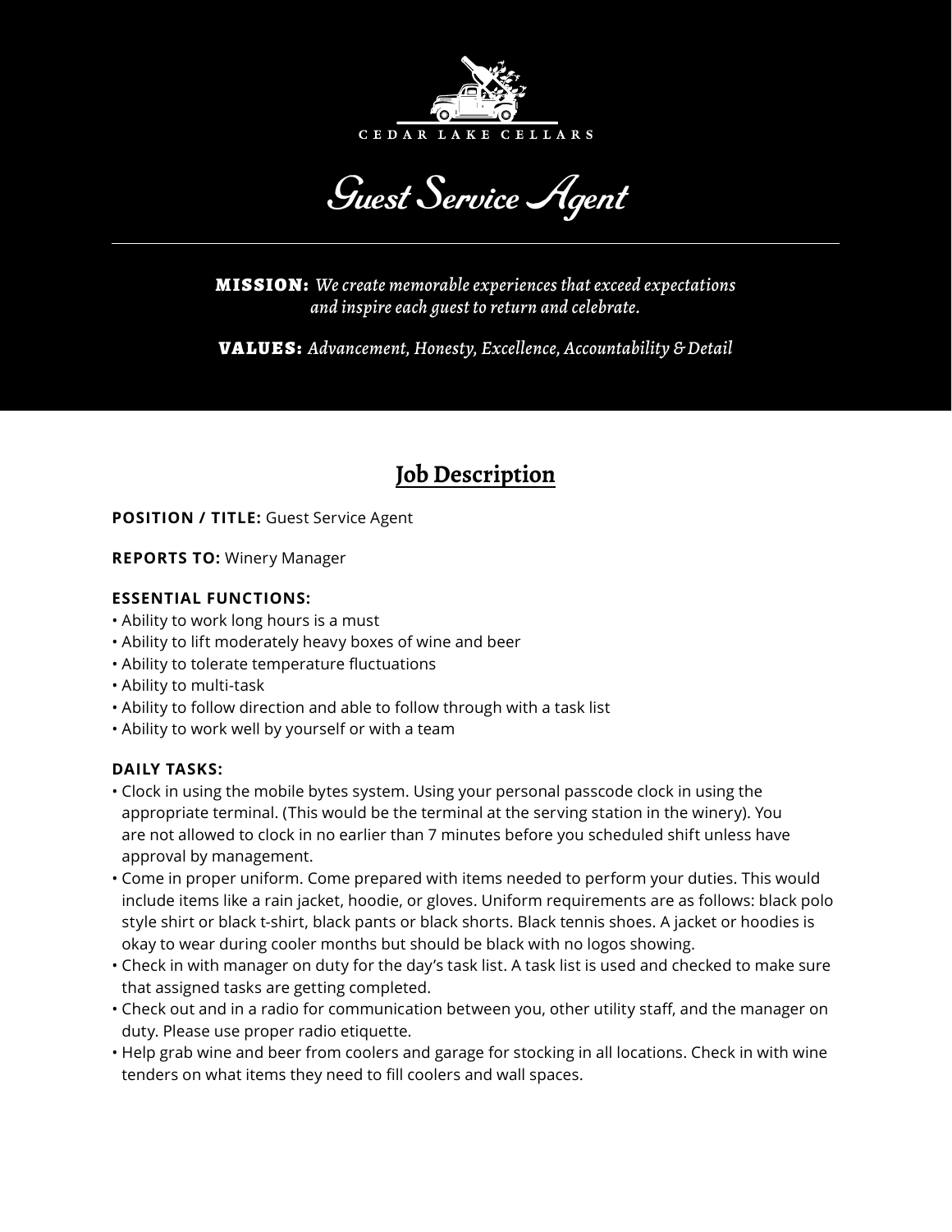CEDAR LAKE CELLARS

# *Guest Service Agent*

**MISSION:** *We create memorable experiences that exceed expectations and inspire each guest to return and celebrate.*

**VALUES:** *Advancement, Honesty, Excellence, Accountability & Detail*

## Job Description

**POSITION / TITLE:** Guest Service Agent

**REPORTS TO:** Winery Manager

**ESSENTIAL FUNCTIONS:**

- Ability to work long hours is a must
- Ability to lift moderately heavy boxes of wine and beer
- Ability to tolerate temperature fluctuations
- Ability to multi-task
- Ability to follow direction and able to follow through with a task list
- Ability to work well by yourself or with a team

**DAILY TASKS:**

- Clock in using the mobile bytes system. Using your personal passcode clock in using the appropriate terminal. (This would be the terminal at the serving station in the winery). You are not allowed to clock in no earlier than 7 minutes before you scheduled shift unless have approval by management.
- Come in proper uniform. Come prepared with items needed to perform your duties. This would include items like a rain jacket, hoodie, or gloves. Uniform requirements are as follows: black polo style shirt or black t-shirt, black pants or black shorts. Black tennis shoes. A jacket or hoodies is okay to wear during cooler months but should be black with no logos showing.
- Check in with manager on duty for the day's task list. A task list is used and checked to make sure that assigned tasks are getting completed.
- Check out and in a radio for communication between you, other utility staff, and the manager on duty. Please use proper radio etiquette.
- Help grab wine and beer from coolers and garage for stocking in all locations. Check in with wine tenders on what items they need to fill coolers and wall spaces.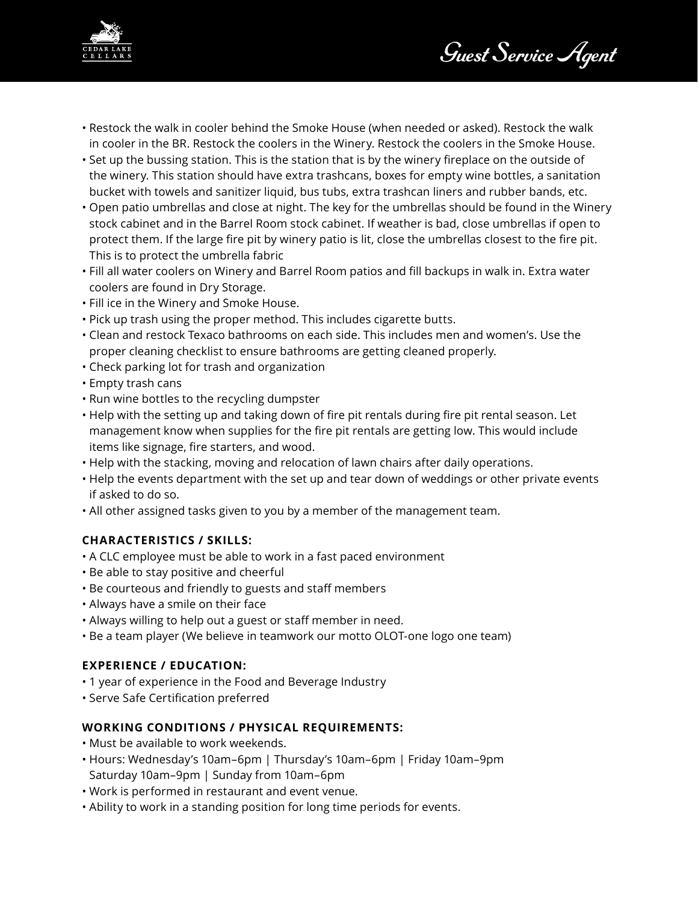- Restock the walk in cooler behind the Smoke House (when needed or asked). Restock the walk in cooler in the BR. Restock the coolers in the Winery. Restock the coolers in the Smoke House.
- Set up the bussing station. This is the station that is by the winery fireplace on the outside of the winery. This station should have extra trashcans, boxes for empty wine bottles, a sanitation bucket with towels and sanitizer liquid, bus tubs, extra trashcan liners and rubber bands, etc.
- Open patio umbrellas and close at night. The key for the umbrellas should be found in the Winery stock cabinet and in the Barrel Room stock cabinet. If weather is bad, close umbrellas if open to protect them. If the large fire pit by winery patio is lit, close the umbrellas closest to the fire pit. This is to protect the umbrella fabric
- Fill all water coolers on Winery and Barrel Room patios and fill backups in walk in. Extra water coolers are found in Dry Storage.
- Fill ice in the Winery and Smoke House.
- Pick up trash using the proper method. This includes cigarette butts.
- Clean and restock Texaco bathrooms on each side. This includes men and women's. Use the proper cleaning checklist to ensure bathrooms are getting cleaned properly.
- Check parking lot for trash and organization
- Empty trash cans
- Run wine bottles to the recycling dumpster
- Help with the setting up and taking down of fire pit rentals during fire pit rental season. Let management know when supplies for the fire pit rentals are getting low. This would include items like signage, fire starters, and wood.
- Help with the stacking, moving and relocation of lawn chairs after daily operations.
- Help the events department with the set up and tear down of weddings or other private events if asked to do so.
- All other assigned tasks given to you by a member of the management team.

### CHARACTERISTICS / SKILLS:

- A CLC employee must be able to work in a fast paced environment
- Be able to stay positive and cheerful
- Be courteous and friendly to guests and staff members
- Always have a smile on their face
- Always willing to help out a guest or staff member in need.
- Be a team player (We believe in teamwork our motto OLOT-one logo one team)

### EXPERIENCE / EDUCATION:

- 1 year of experience in the Food and Beverage Industry
- Serve Safe Certification preferred

### WORKING CONDITIONS / PHYSICAL REQUIREMENTS:

- Must be available to work weekends.
- Hours: Wednesday's 10am–6pm | Thursday's 10am–6pm | Friday 10am–9pm Saturday 10am–9pm | Sunday from 10am–6pm
- Work is performed in restaurant and event venue.
- Ability to work in a standing position for long time periods for events.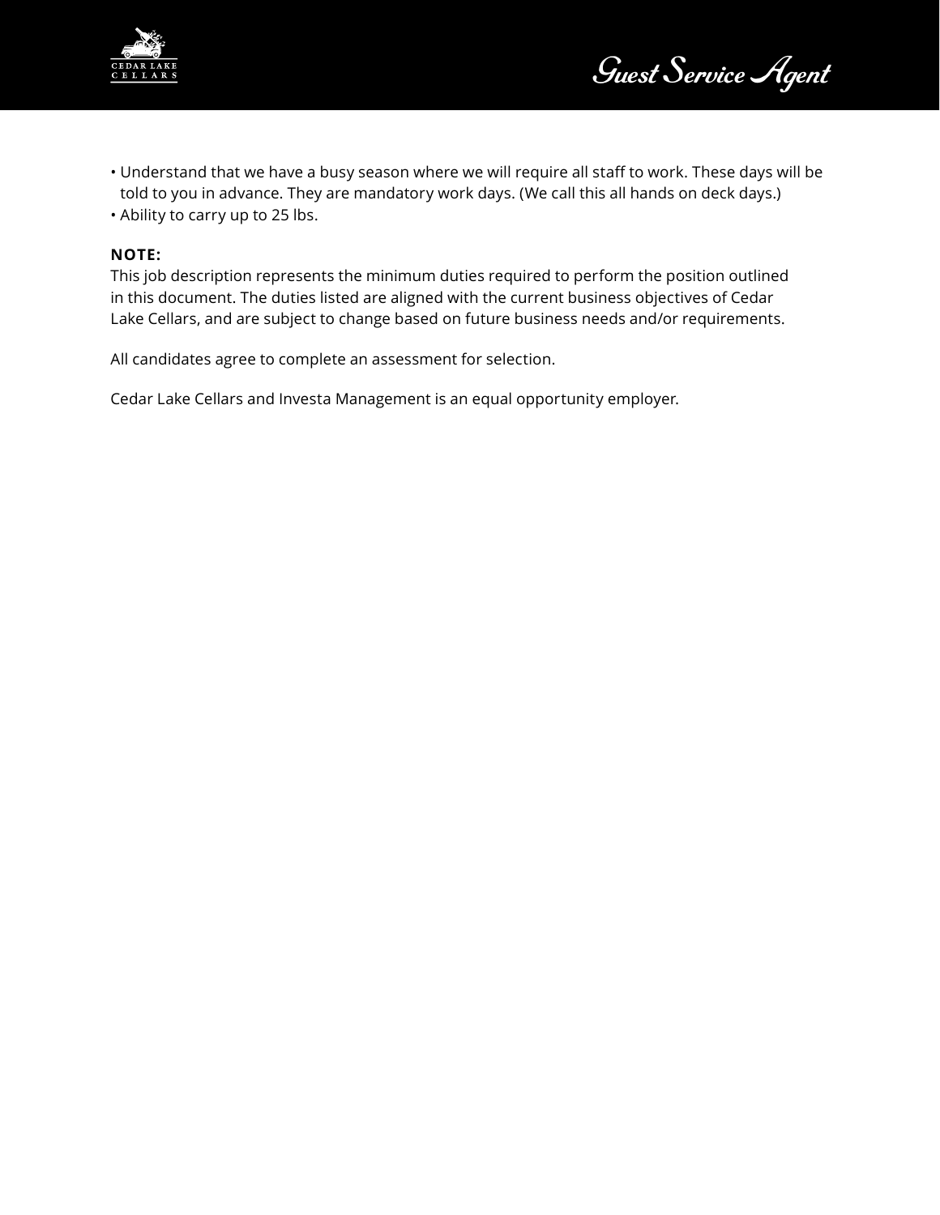- Understand that we have a busy season where we will require all staff to work. These days will be told to you in advance. They are mandatory work days. (We call this all hands on deck days.)
- Ability to carry up to 25 lbs.

**NOTE:**
This job description represents the minimum duties required to perform the position outlined in this document. The duties listed are aligned with the current business objectives of Cedar Lake Cellars, and are subject to change based on future business needs and/or requirements.

All candidates agree to complete an assessment for selection.

Cedar Lake Cellars and Investa Management is an equal opportunity employer.